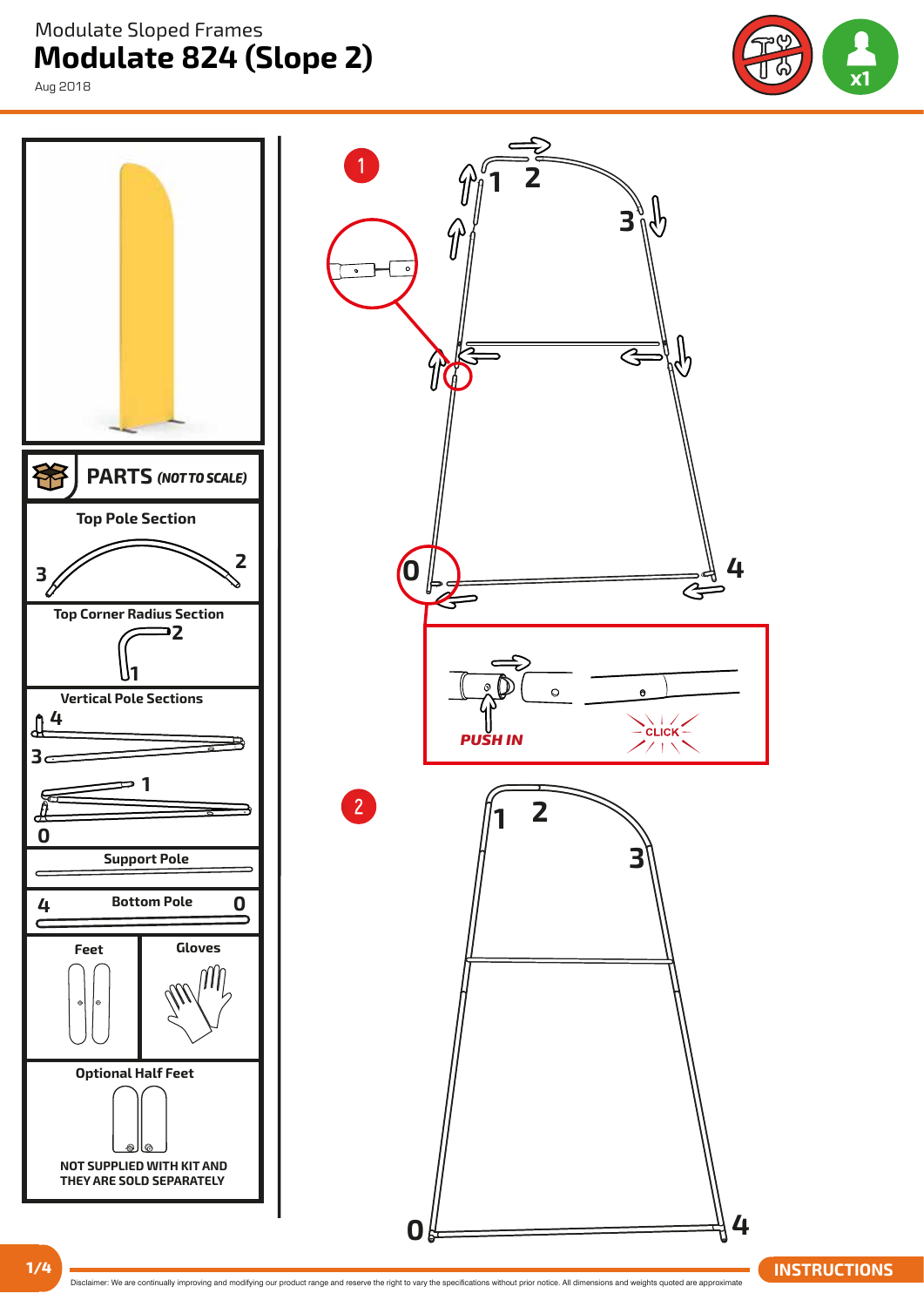Modulate Sloped Frames

# Modulate 824 (Slope 2)

Aug 2018

x1

## PARTS *(NOT TO SCALE)*

**Top Pole Section**

3 2

**Top Corner Radius Section**

2 1

**Vertical Pole Sections**

4 3

1 0

**Support Pole**

**Bottom Pole**

4 0

**Feet**

**Gloves**

**Optional Half Feet**

NOT SUPPLIED WITH KIT AND THEY ARE SOLD SEPARATELY

1

1 2 3 0 4

PUSH IN

CLICK

2

1 2 3 0 4

INSTRUCTIONS

Disclaimer: We are continually improving and modifying our product range and reserve the right to vary the specifications without prior notice. All dimensions and weights quoted are approximate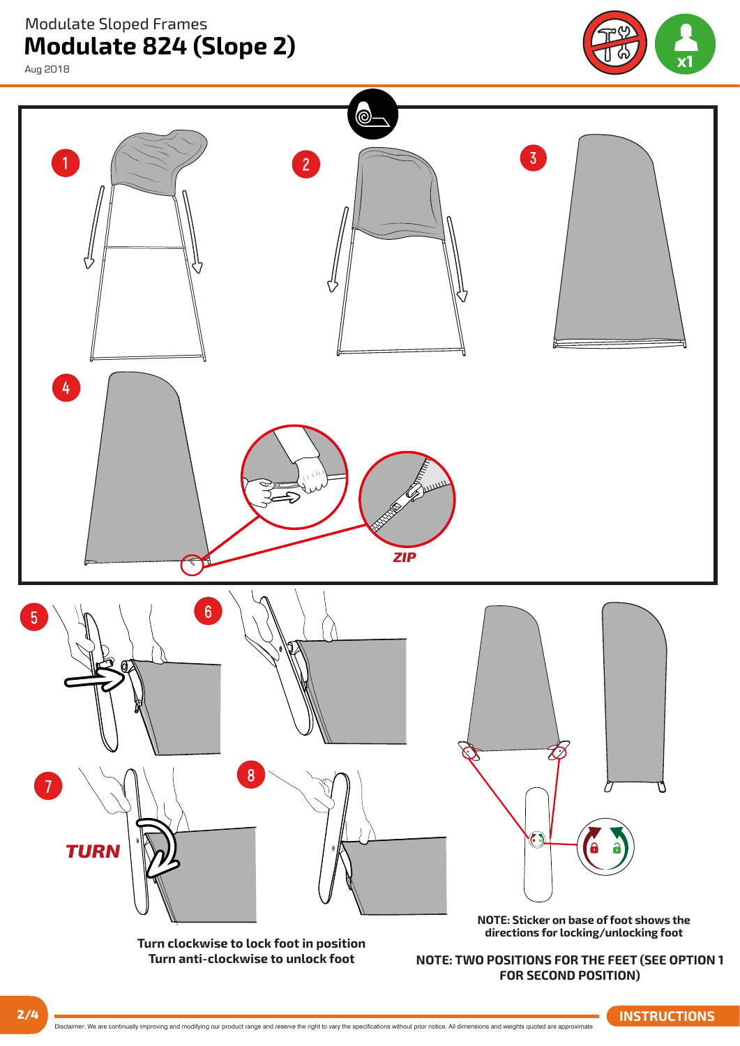Modulate Sloped Frames

# Modulate 824 (Slope 2)

Aug 2018

x1

1

2

3

4

ZIP

5

6

7

TURN

8

Turn clockwise to lock foot in position
Turn anti-clockwise to unlock foot

**NOTE: Sticker on base of foot shows the directions for locking/unlocking foot**

**NOTE: TWO POSITIONS FOR THE FEET (SEE OPTION 1 FOR SECOND POSITION)**

Disclaimer: We are continually improving and modifying our product range and reserve the right to vary the specifications without prior notice. All dimensions and weights quoted are approximate

INSTRUCTIONS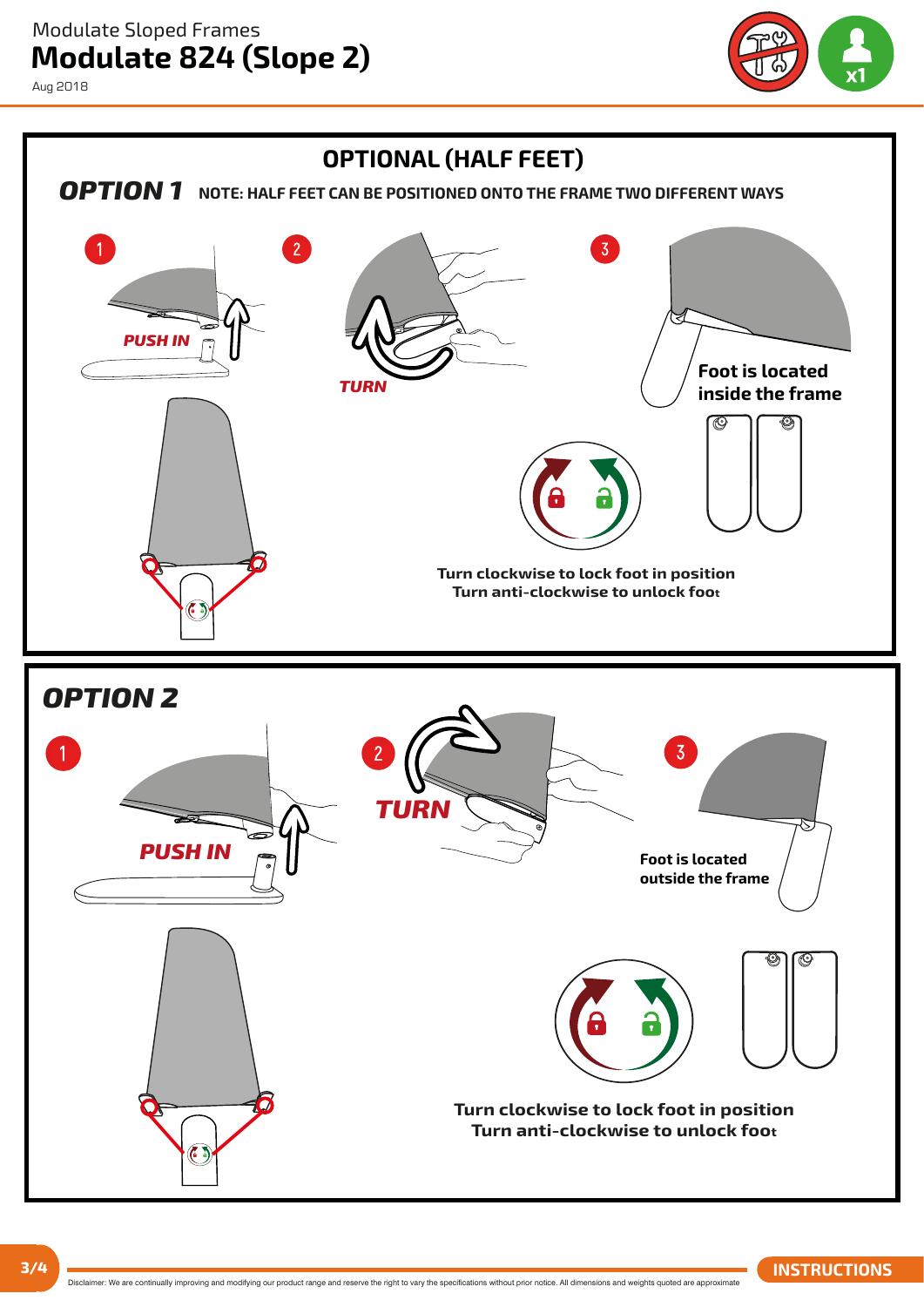Modulate Sloped Frames

# Modulate 824 (Slope 2)

Aug 2018

x1

## OPTIONAL (HALF FEET)

### OPTION 1

NOTE: HALF FEET CAN BE POSITIONED ONTO THE FRAME TWO DIFFERENT WAYS

1 PUSH IN

2 TURN

3 Foot is located inside the frame

Turn clockwise to lock foot in position
Turn anti-clockwise to unlock foot

### OPTION 2

1 PUSH IN

2 TURN

3 Foot is located outside the frame

Turn clockwise to lock foot in position
Turn anti-clockwise to unlock foot

Disclaimer: We are continually improving and modifying our product range and reserve the right to vary the specifications without prior notice. All dimensions and weights quoted are approximate

INSTRUCTIONS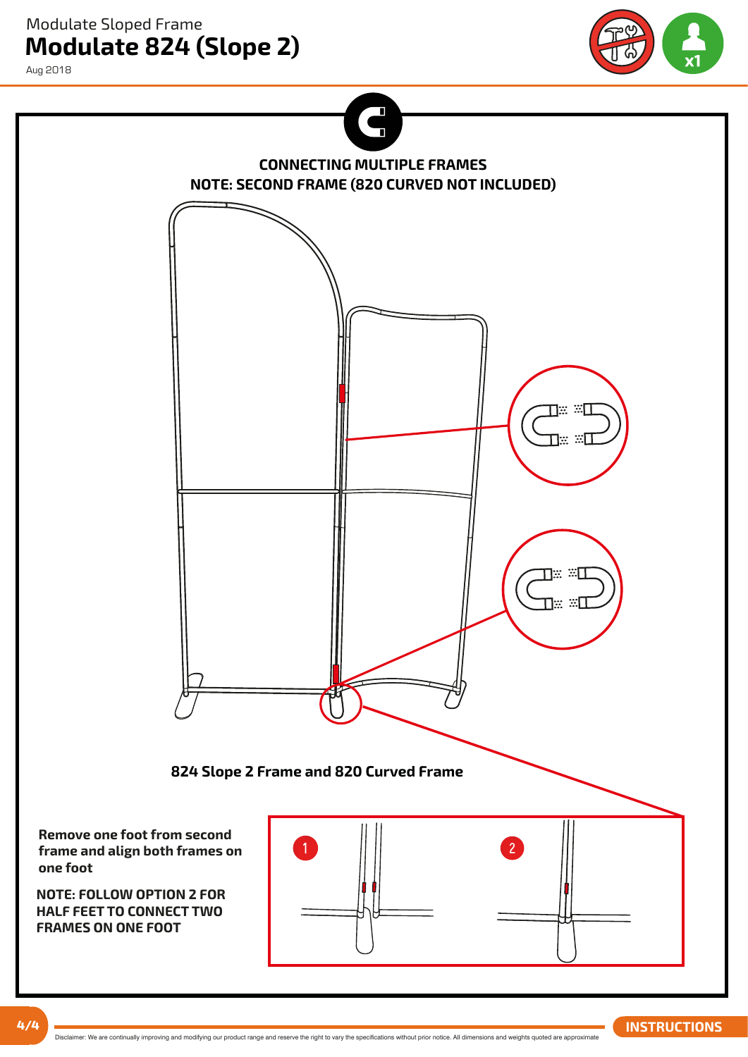Modulate Sloped Frame

# Modulate 824 (Slope 2)

Aug 2018

x1

**CONNECTING MULTIPLE FRAMES**
**NOTE: SECOND FRAME (820 CURVED NOT INCLUDED)**

**824 Slope 2 Frame and 820 Curved Frame**

**Remove one foot from second frame and align both frames on one foot**

**NOTE: FOLLOW OPTION 2 FOR HALF FEET TO CONNECT TWO FRAMES ON ONE FOOT**

1

2

INSTRUCTIONS

Disclaimer: We are continually improving and modifying our product range and reserve the right to vary the specifications without prior notice. All dimensions and weights quoted are approximate